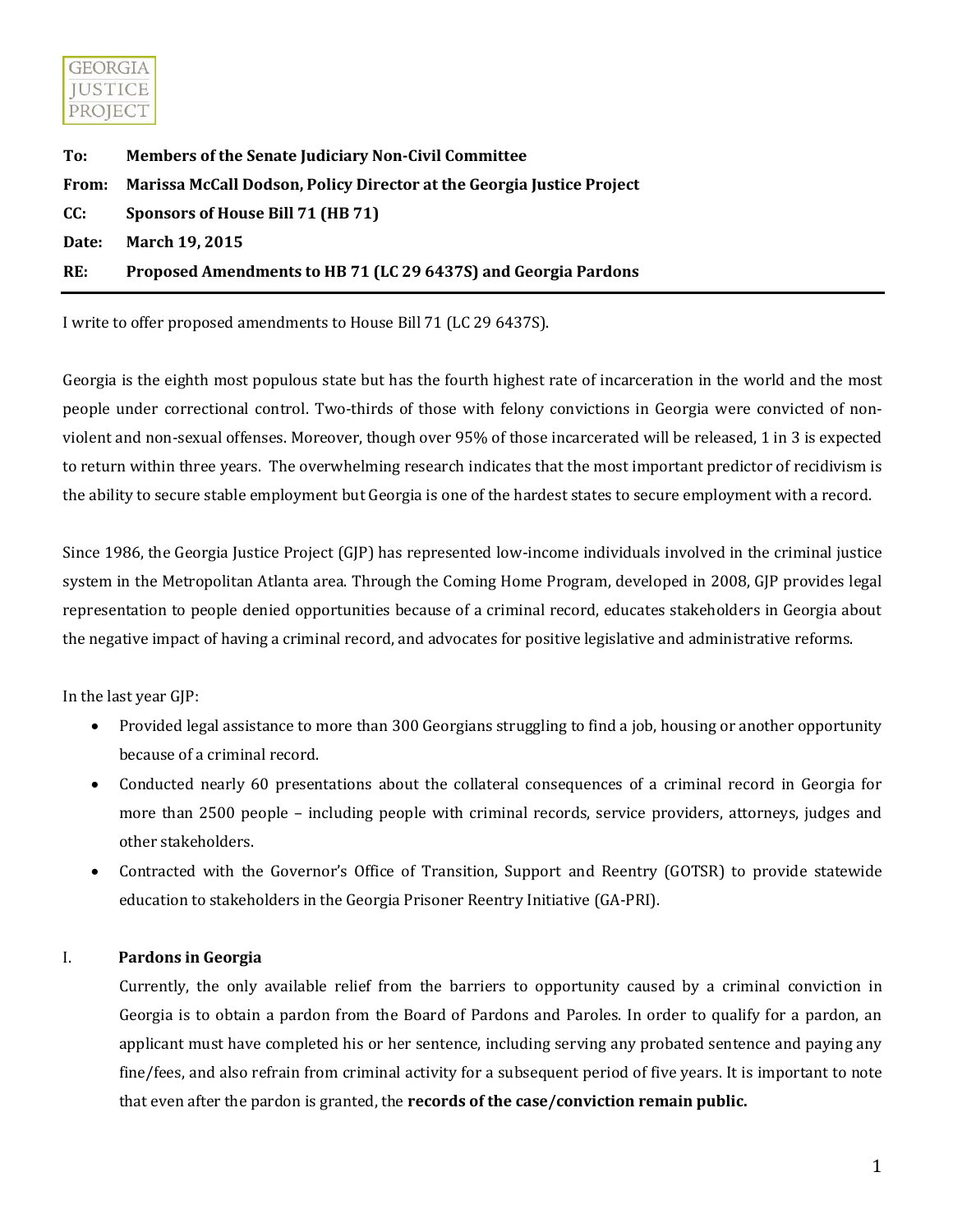GEORGIA JUSTICE PROJECT

**To:** **Members of the Senate Judiciary Non-Civil Committee**

**From:** **Marissa McCall Dodson, Policy Director at the Georgia Justice Project**

**CC:** **Sponsors of House Bill 71 (HB 71)**

**Date:** **March 19, 2015**

**RE:** **Proposed Amendments to HB 71 (LC 29 6437S) and Georgia Pardons**

---

I write to offer proposed amendments to House Bill 71 (LC 29 6437S).

Georgia is the eighth most populous state but has the fourth highest rate of incarceration in the world and the most people under correctional control. Two-thirds of those with felony convictions in Georgia were convicted of non-violent and non-sexual offenses. Moreover, though over 95% of those incarcerated will be released, 1 in 3 is expected to return within three years. The overwhelming research indicates that the most important predictor of recidivism is the ability to secure stable employment but Georgia is one of the hardest states to secure employment with a record.

Since 1986, the Georgia Justice Project (GJP) has represented low-income individuals involved in the criminal justice system in the Metropolitan Atlanta area. Through the Coming Home Program, developed in 2008, GJP provides legal representation to people denied opportunities because of a criminal record, educates stakeholders in Georgia about the negative impact of having a criminal record, and advocates for positive legislative and administrative reforms.

In the last year GJP:

- Provided legal assistance to more than 300 Georgians struggling to find a job, housing or another opportunity because of a criminal record.
- Conducted nearly 60 presentations about the collateral consequences of a criminal record in Georgia for more than 2500 people – including people with criminal records, service providers, attorneys, judges and other stakeholders.
- Contracted with the Governor's Office of Transition, Support and Reentry (GOTSR) to provide statewide education to stakeholders in the Georgia Prisoner Reentry Initiative (GA-PRI).

## I. Pardons in Georgia

Currently, the only available relief from the barriers to opportunity caused by a criminal conviction in Georgia is to obtain a pardon from the Board of Pardons and Paroles. In order to qualify for a pardon, an applicant must have completed his or her sentence, including serving any probated sentence and paying any fine/fees, and also refrain from criminal activity for a subsequent period of five years. It is important to note that even after the pardon is granted, the **records of the case/conviction remain public.**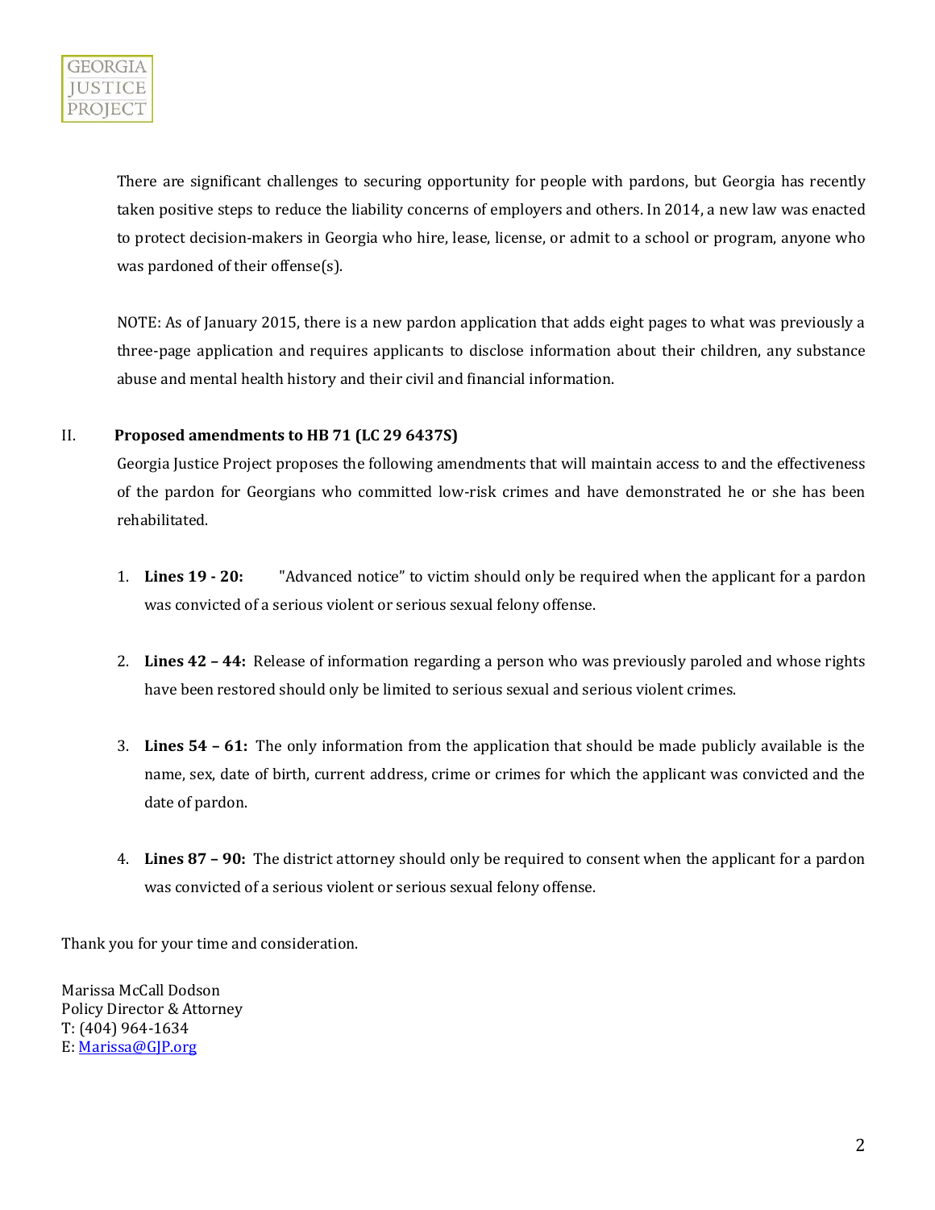There are significant challenges to securing opportunity for people with pardons, but Georgia has recently taken positive steps to reduce the liability concerns of employers and others. In 2014, a new law was enacted to protect decision-makers in Georgia who hire, lease, license, or admit to a school or program, anyone who was pardoned of their offense(s).

NOTE: As of January 2015, there is a new pardon application that adds eight pages to what was previously a three-page application and requires applicants to disclose information about their children, any substance abuse and mental health history and their civil and financial information.

## II. Proposed amendments to HB 71 (LC 29 6437S)

Georgia Justice Project proposes the following amendments that will maintain access to and the effectiveness of the pardon for Georgians who committed low-risk crimes and have demonstrated he or she has been rehabilitated.

1. **Lines 19 - 20:** "Advanced notice" to victim should only be required when the applicant for a pardon was convicted of a serious violent or serious sexual felony offense.

2. **Lines 42 – 44:** Release of information regarding a person who was previously paroled and whose rights have been restored should only be limited to serious sexual and serious violent crimes.

3. **Lines 54 – 61:** The only information from the application that should be made publicly available is the name, sex, date of birth, current address, crime or crimes for which the applicant was convicted and the date of pardon.

4. **Lines 87 – 90:** The district attorney should only be required to consent when the applicant for a pardon was convicted of a serious violent or serious sexual felony offense.

Thank you for your time and consideration.

Marissa McCall Dodson
Policy Director & Attorney
T: (404) 964-1634
E: Marissa@GJP.org